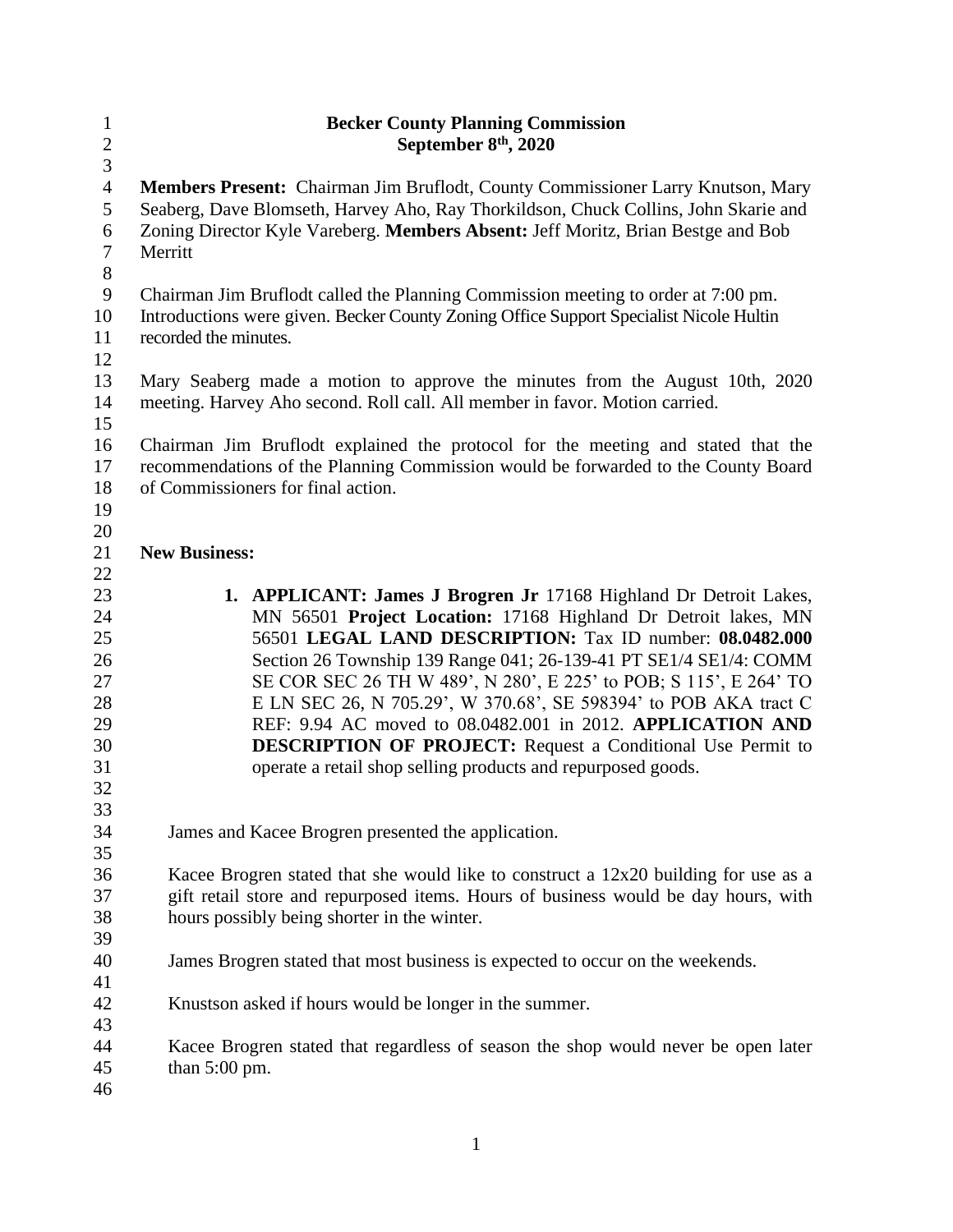# Becker County Planning Commission
## September 8th, 2020

**Members Present:** Chairman Jim Bruflodt, County Commissioner Larry Knutson, Mary Seaberg, Dave Blomseth, Harvey Aho, Ray Thorkildson, Chuck Collins, John Skarie and Zoning Director Kyle Vareberg. **Members Absent:** Jeff Moritz, Brian Bestge and Bob Merritt

Chairman Jim Bruflodt called the Planning Commission meeting to order at 7:00 pm. Introductions were given. Becker County Zoning Office Support Specialist Nicole Hultin recorded the minutes.

Mary Seaberg made a motion to approve the minutes from the August 10th, 2020 meeting. Harvey Aho second. Roll call. All member in favor. Motion carried.

Chairman Jim Bruflodt explained the protocol for the meeting and stated that the recommendations of the Planning Commission would be forwarded to the County Board of Commissioners for final action.

**New Business:**

1. **APPLICANT: James J Brogren Jr** 17168 Highland Dr Detroit Lakes, MN 56501 **Project Location:** 17168 Highland Dr Detroit lakes, MN 56501 **LEGAL LAND DESCRIPTION:** Tax ID number: **08.0482.000** Section 26 Township 139 Range 041; 26-139-41 PT SE1/4 SE1/4: COMM SE COR SEC 26 TH W 489', N 280', E 225' to POB; S 115', E 264' TO E LN SEC 26, N 705.29', W 370.68', SE 598394' to POB AKA tract C REF: 9.94 AC moved to 08.0482.001 in 2012. **APPLICATION AND DESCRIPTION OF PROJECT:** Request a Conditional Use Permit to operate a retail shop selling products and repurposed goods.

James and Kacee Brogren presented the application.

Kacee Brogren stated that she would like to construct a 12x20 building for use as a gift retail store and repurposed items. Hours of business would be day hours, with hours possibly being shorter in the winter.

James Brogren stated that most business is expected to occur on the weekends.

Knustson asked if hours would be longer in the summer.

Kacee Brogren stated that regardless of season the shop would never be open later than 5:00 pm.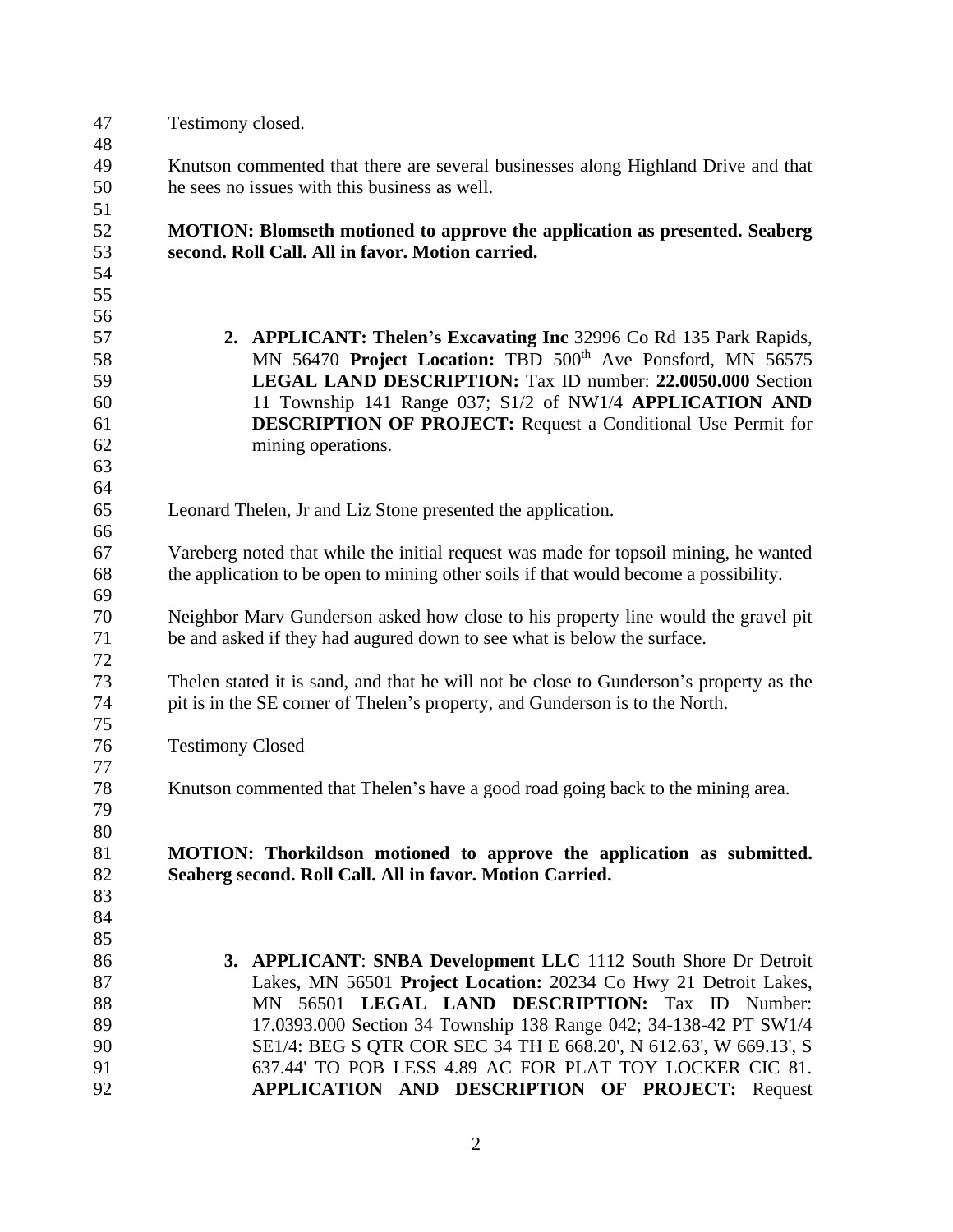Testimony closed.

Knutson commented that there are several businesses along Highland Drive and that he sees no issues with this business as well.

**MOTION: Blomseth motioned to approve the application as presented. Seaberg second. Roll Call. All in favor. Motion carried.**

2. **APPLICANT: Thelen's Excavating Inc** 32996 Co Rd 135 Park Rapids, MN 56470 **Project Location:** TBD 500th Ave Ponsford, MN 56575 **LEGAL LAND DESCRIPTION:** Tax ID number: **22.0050.000** Section 11 Township 141 Range 037; S1/2 of NW1/4 **APPLICATION AND DESCRIPTION OF PROJECT:** Request a Conditional Use Permit for mining operations.

Leonard Thelen, Jr and Liz Stone presented the application.

Vareberg noted that while the initial request was made for topsoil mining, he wanted the application to be open to mining other soils if that would become a possibility.

Neighbor Marv Gunderson asked how close to his property line would the gravel pit be and asked if they had augured down to see what is below the surface.

Thelen stated it is sand, and that he will not be close to Gunderson's property as the pit is in the SE corner of Thelen's property, and Gunderson is to the North.

Testimony Closed

Knutson commented that Thelen's have a good road going back to the mining area.

**MOTION: Thorkildson motioned to approve the application as submitted. Seaberg second. Roll Call. All in favor. Motion Carried.**

3. **APPLICANT**: **SNBA Development LLC** 1112 South Shore Dr Detroit Lakes, MN 56501 **Project Location:** 20234 Co Hwy 21 Detroit Lakes, MN 56501 **LEGAL LAND DESCRIPTION:** Tax ID Number: 17.0393.000 Section 34 Township 138 Range 042; 34-138-42 PT SW1/4 SE1/4: BEG S QTR COR SEC 34 TH E 668.20', N 612.63', W 669.13', S 637.44' TO POB LESS 4.89 AC FOR PLAT TOY LOCKER CIC 81. **APPLICATION AND DESCRIPTION OF PROJECT:** Request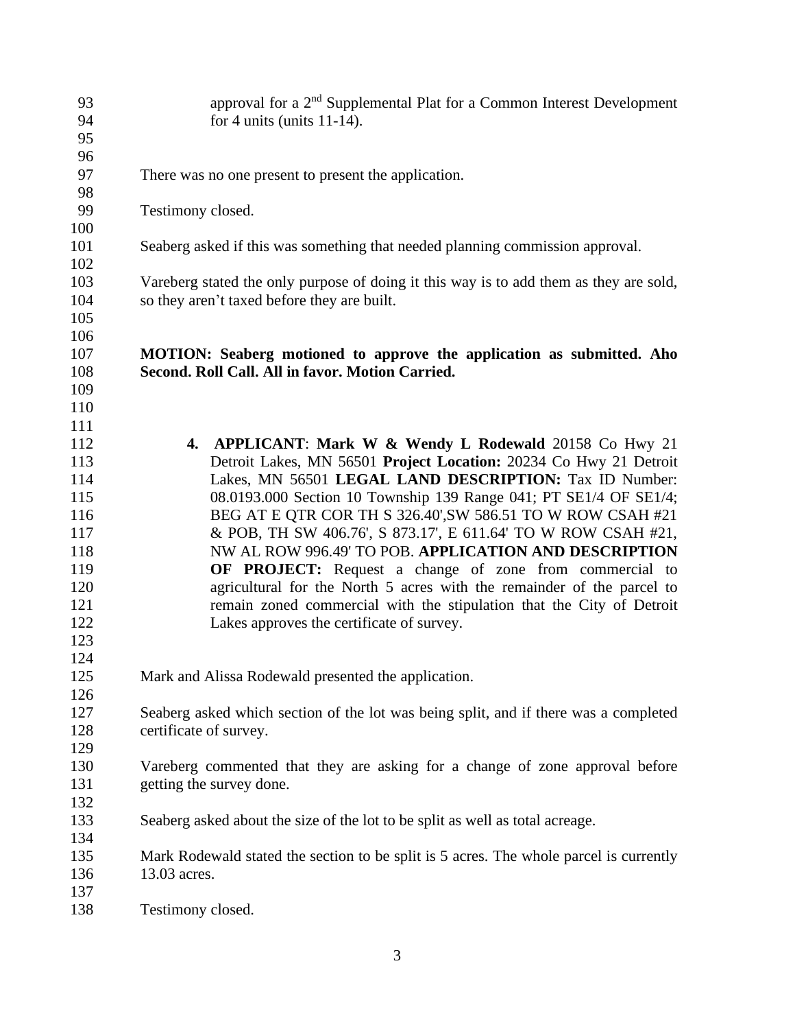approval for a 2nd Supplemental Plat for a Common Interest Development for 4 units (units 11-14).

There was no one present to present the application.

Testimony closed.

Seaberg asked if this was something that needed planning commission approval.

Vareberg stated the only purpose of doing it this way is to add them as they are sold, so they aren't taxed before they are built.

**MOTION: Seaberg motioned to approve the application as submitted. Aho Second. Roll Call. All in favor. Motion Carried.**

4. **APPLICANT**: **Mark W & Wendy L Rodewald** 20158 Co Hwy 21 Detroit Lakes, MN 56501 **Project Location:** 20234 Co Hwy 21 Detroit Lakes, MN 56501 **LEGAL LAND DESCRIPTION:** Tax ID Number: 08.0193.000 Section 10 Township 139 Range 041; PT SE1/4 OF SE1/4; BEG AT E QTR COR TH S 326.40',SW 586.51 TO W ROW CSAH #21 & POB, TH SW 406.76', S 873.17', E 611.64' TO W ROW CSAH #21, NW AL ROW 996.49' TO POB. **APPLICATION AND DESCRIPTION OF PROJECT:** Request a change of zone from commercial to agricultural for the North 5 acres with the remainder of the parcel to remain zoned commercial with the stipulation that the City of Detroit Lakes approves the certificate of survey.

Mark and Alissa Rodewald presented the application.

Seaberg asked which section of the lot was being split, and if there was a completed certificate of survey.

Vareberg commented that they are asking for a change of zone approval before getting the survey done.

Seaberg asked about the size of the lot to be split as well as total acreage.

Mark Rodewald stated the section to be split is 5 acres. The whole parcel is currently 13.03 acres.

Testimony closed.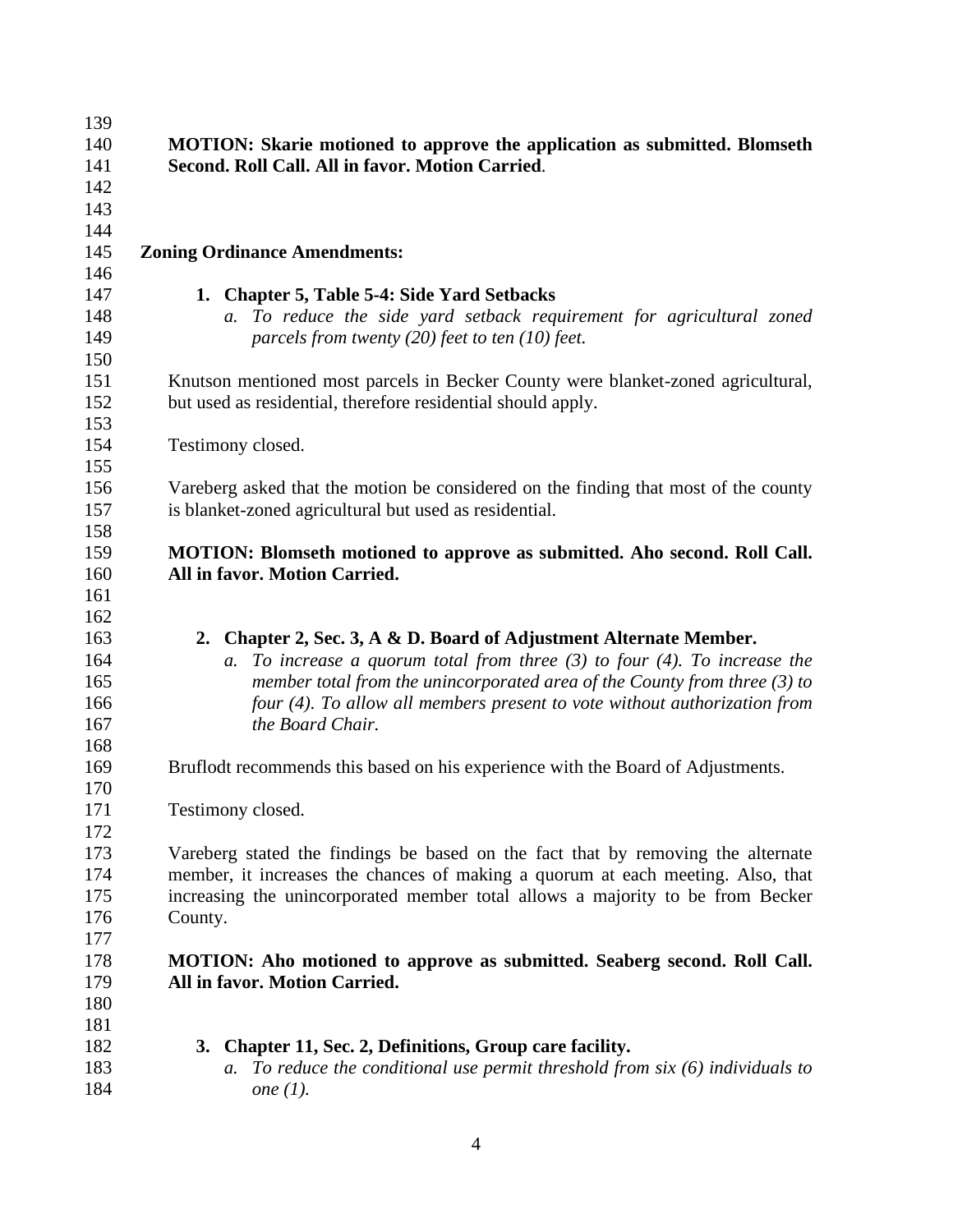**MOTION: Skarie motioned to approve the application as submitted. Blomseth Second. Roll Call. All in favor. Motion Carried**.

## Zoning Ordinance Amendments:

1. **Chapter 5, Table 5-4: Side Yard Setbacks**
   a. *To reduce the side yard setback requirement for agricultural zoned parcels from twenty (20) feet to ten (10) feet.*

Knutson mentioned most parcels in Becker County were blanket-zoned agricultural, but used as residential, therefore residential should apply.

Testimony closed.

Vareberg asked that the motion be considered on the finding that most of the county is blanket-zoned agricultural but used as residential.

**MOTION: Blomseth motioned to approve as submitted. Aho second. Roll Call. All in favor. Motion Carried.**

2. **Chapter 2, Sec. 3, A & D. Board of Adjustment Alternate Member.**
   a. *To increase a quorum total from three (3) to four (4). To increase the member total from the unincorporated area of the County from three (3) to four (4). To allow all members present to vote without authorization from the Board Chair.*

Bruflodt recommends this based on his experience with the Board of Adjustments.

Testimony closed.

Vareberg stated the findings be based on the fact that by removing the alternate member, it increases the chances of making a quorum at each meeting. Also, that increasing the unincorporated member total allows a majority to be from Becker County.

**MOTION: Aho motioned to approve as submitted. Seaberg second. Roll Call. All in favor. Motion Carried.**

3. **Chapter 11, Sec. 2, Definitions, Group care facility.**
   a. *To reduce the conditional use permit threshold from six (6) individuals to one (1).*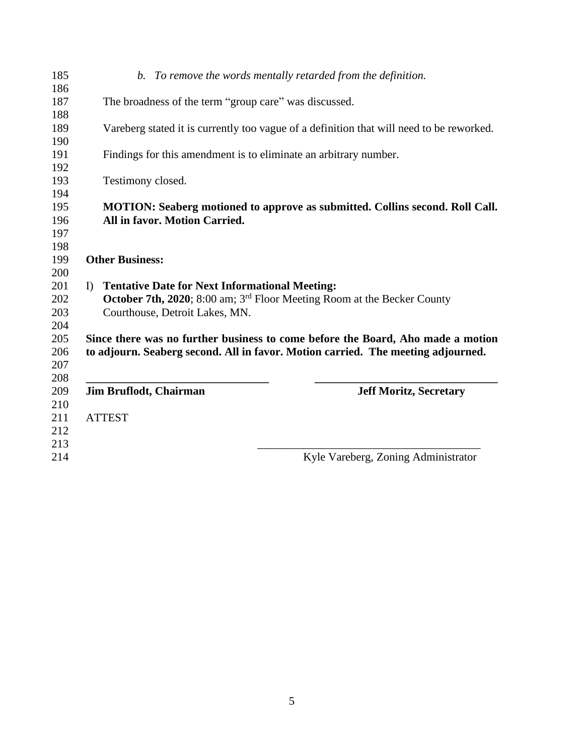*b. To remove the words mentally retarded from the definition.*

The broadness of the term "group care" was discussed.

Vareberg stated it is currently too vague of a definition that will need to be reworked.

Findings for this amendment is to eliminate an arbitrary number.

Testimony closed.

**MOTION: Seaberg motioned to approve as submitted. Collins second. Roll Call. All in favor. Motion Carried.**

**Other Business:**

I) **Tentative Date for Next Informational Meeting:**
**October 7th, 2020**; 8:00 am; 3rd Floor Meeting Room at the Becker County Courthouse, Detroit Lakes, MN.

**Since there was no further business to come before the Board, Aho made a motion to adjourn. Seaberg second. All in favor. Motion carried. The meeting adjourned.**

\_\_\_\_\_\_\_\_\_\_\_\_\_\_\_\_\_\_\_\_\_\_\_\_\_\_\_\_\_\_ \_\_\_\_\_\_\_\_\_\_\_\_\_\_\_\_\_\_\_\_\_\_\_\_\_\_\_\_\_\_

**Jim Bruflodt, Chairman** **Jeff Moritz, Secretary**

ATTEST

\_\_\_\_\_\_\_\_\_\_\_\_\_\_\_\_\_\_\_\_\_\_\_\_\_\_\_\_\_\_\_\_\_\_\_\_

Kyle Vareberg, Zoning Administrator